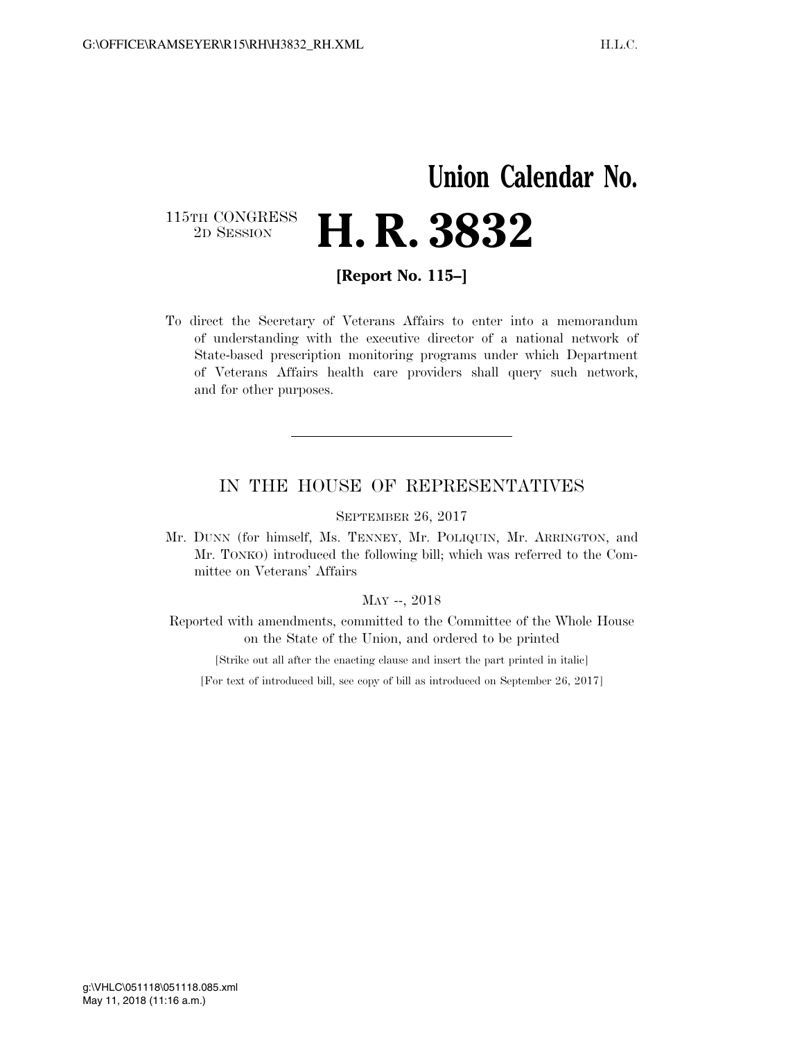# Union Calendar No.

115TH CONGRESS
2D SESSION

# H. R. 3832

**[Report No. 115–]**

To direct the Secretary of Veterans Affairs to enter into a memorandum of understanding with the executive director of a national network of State-based prescription monitoring programs under which Department of Veterans Affairs health care providers shall query such network, and for other purposes.

---

## IN THE HOUSE OF REPRESENTATIVES

SEPTEMBER 26, 2017

Mr. DUNN (for himself, Ms. TENNEY, Mr. POLIQUIN, Mr. ARRINGTON, and Mr. TONKO) introduced the following bill; which was referred to the Committee on Veterans' Affairs

MAY --, 2018

Reported with amendments, committed to the Committee of the Whole House on the State of the Union, and ordered to be printed

[Strike out all after the enacting clause and insert the part printed in italic]

[For text of introduced bill, see copy of bill as introduced on September 26, 2017]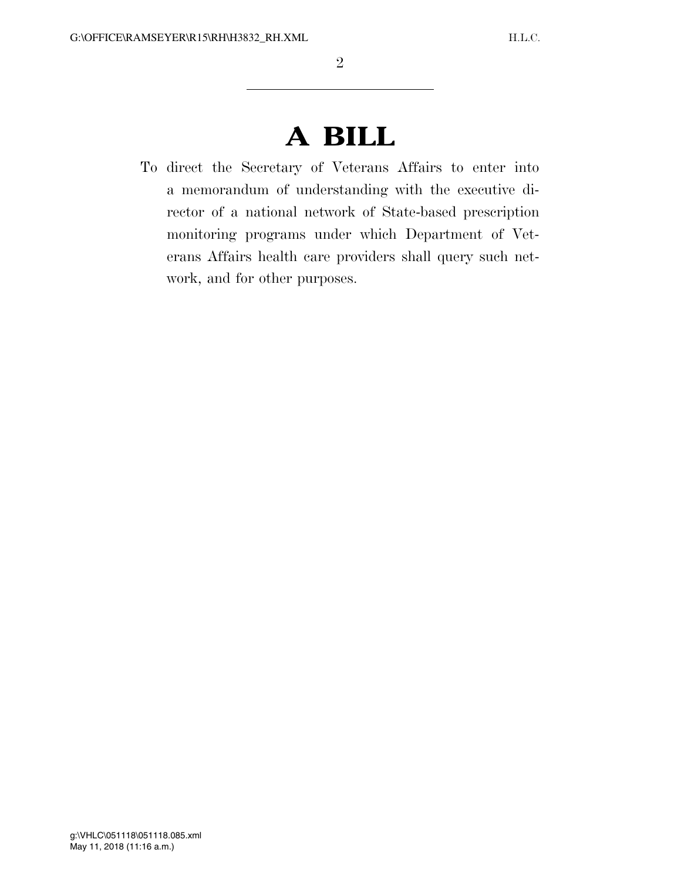# A BILL

To direct the Secretary of Veterans Affairs to enter into a memorandum of understanding with the executive director of a national network of State-based prescription monitoring programs under which Department of Veterans Affairs health care providers shall query such network, and for other purposes.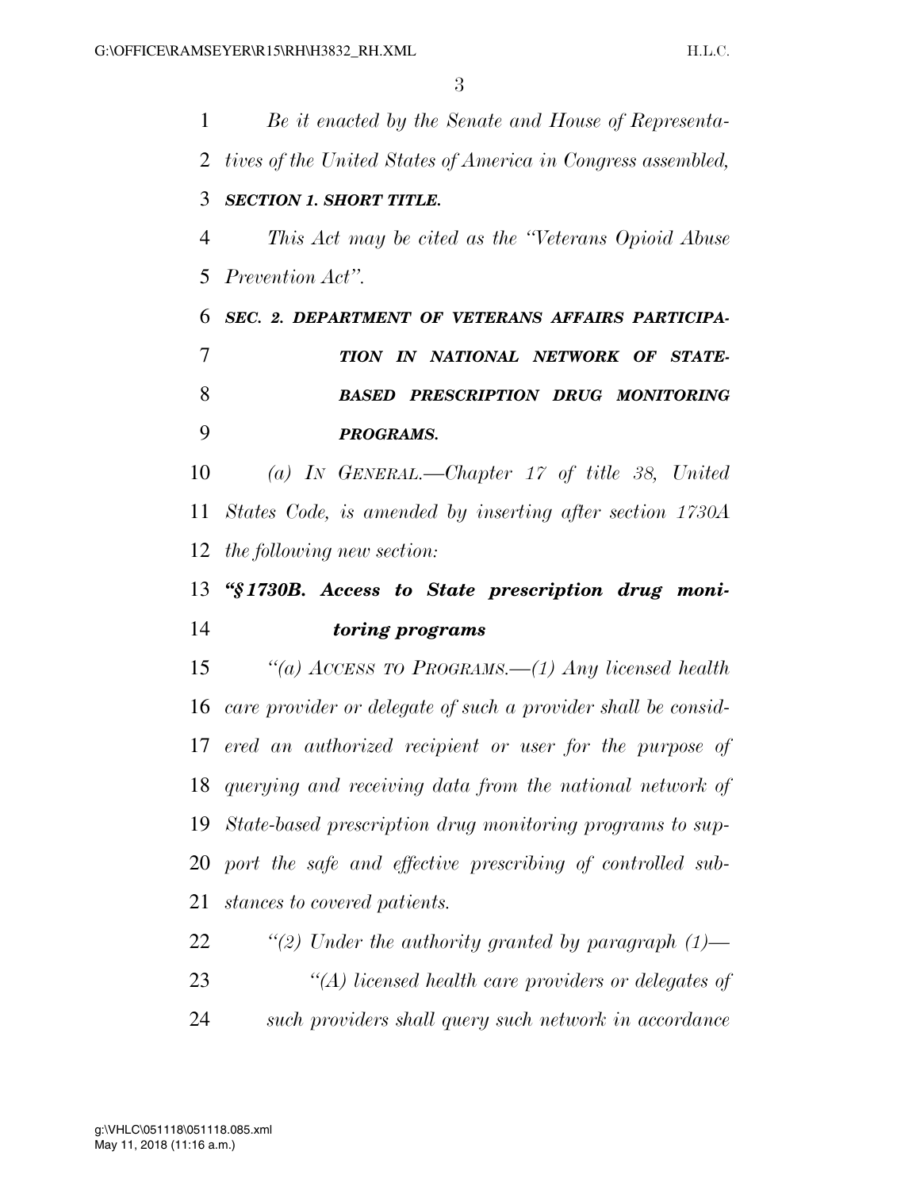*Be it enacted by the Senate and House of Representatives of the United States of America in Congress assembled,*

***SECTION 1. SHORT TITLE.***

*This Act may be cited as the "Veterans Opioid Abuse Prevention Act".*

***SEC. 2. DEPARTMENT OF VETERANS AFFAIRS PARTICIPATION IN NATIONAL NETWORK OF STATE-BASED PRESCRIPTION DRUG MONITORING PROGRAMS.***

*(a) IN GENERAL.—Chapter 17 of title 38, United States Code, is amended by inserting after section 1730A the following new section:*

***"§ 1730B. Access to State prescription drug monitoring programs***

*"(a) ACCESS TO PROGRAMS.—(1) Any licensed health care provider or delegate of such a provider shall be considered an authorized recipient or user for the purpose of querying and receiving data from the national network of State-based prescription drug monitoring programs to support the safe and effective prescribing of controlled substances to covered patients.*

*"(2) Under the authority granted by paragraph (1)—*

*"(A) licensed health care providers or delegates of such providers shall query such network in accordance*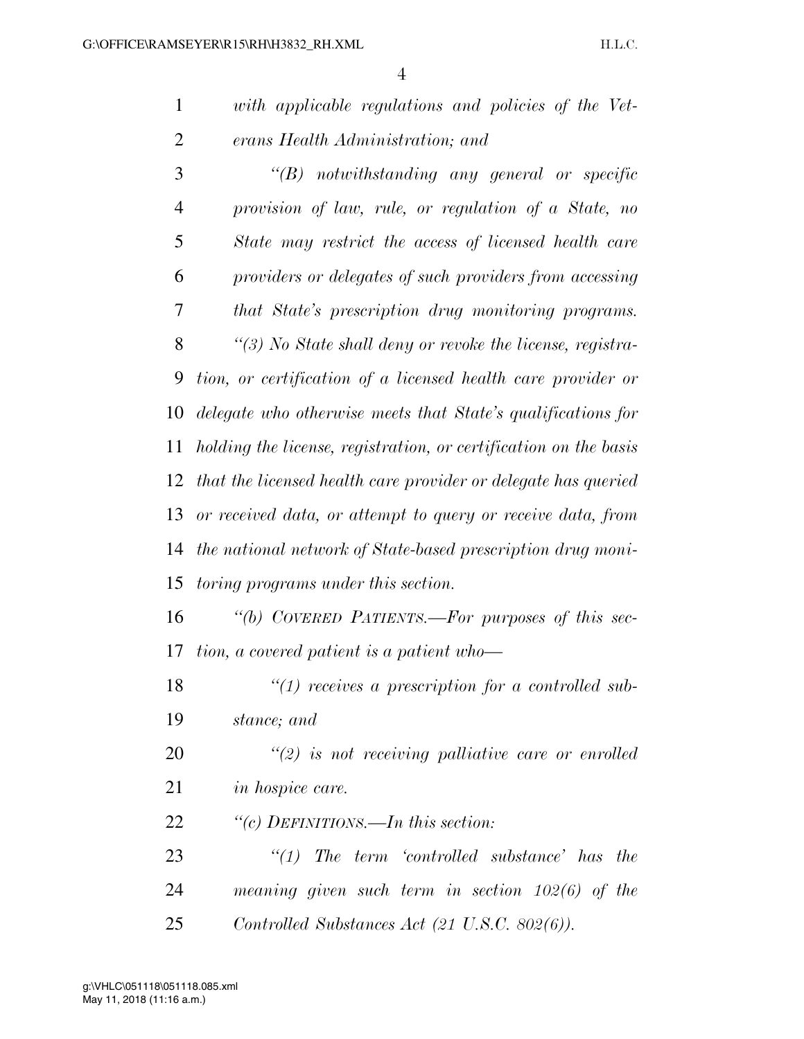*with applicable regulations and policies of the Veterans Health Administration; and*

*"(B) notwithstanding any general or specific provision of law, rule, or regulation of a State, no State may restrict the access of licensed health care providers or delegates of such providers from accessing that State's prescription drug monitoring programs.*

*"(3) No State shall deny or revoke the license, registration, or certification of a licensed health care provider or delegate who otherwise meets that State's qualifications for holding the license, registration, or certification on the basis that the licensed health care provider or delegate has queried or received data, or attempt to query or receive data, from the national network of State-based prescription drug monitoring programs under this section.*

*"(b) COVERED PATIENTS.—For purposes of this section, a covered patient is a patient who—*

*"(1) receives a prescription for a controlled substance; and*

*"(2) is not receiving palliative care or enrolled in hospice care.*

*"(c) DEFINITIONS.—In this section:*

*"(1) The term 'controlled substance' has the meaning given such term in section 102(6) of the Controlled Substances Act (21 U.S.C. 802(6)).*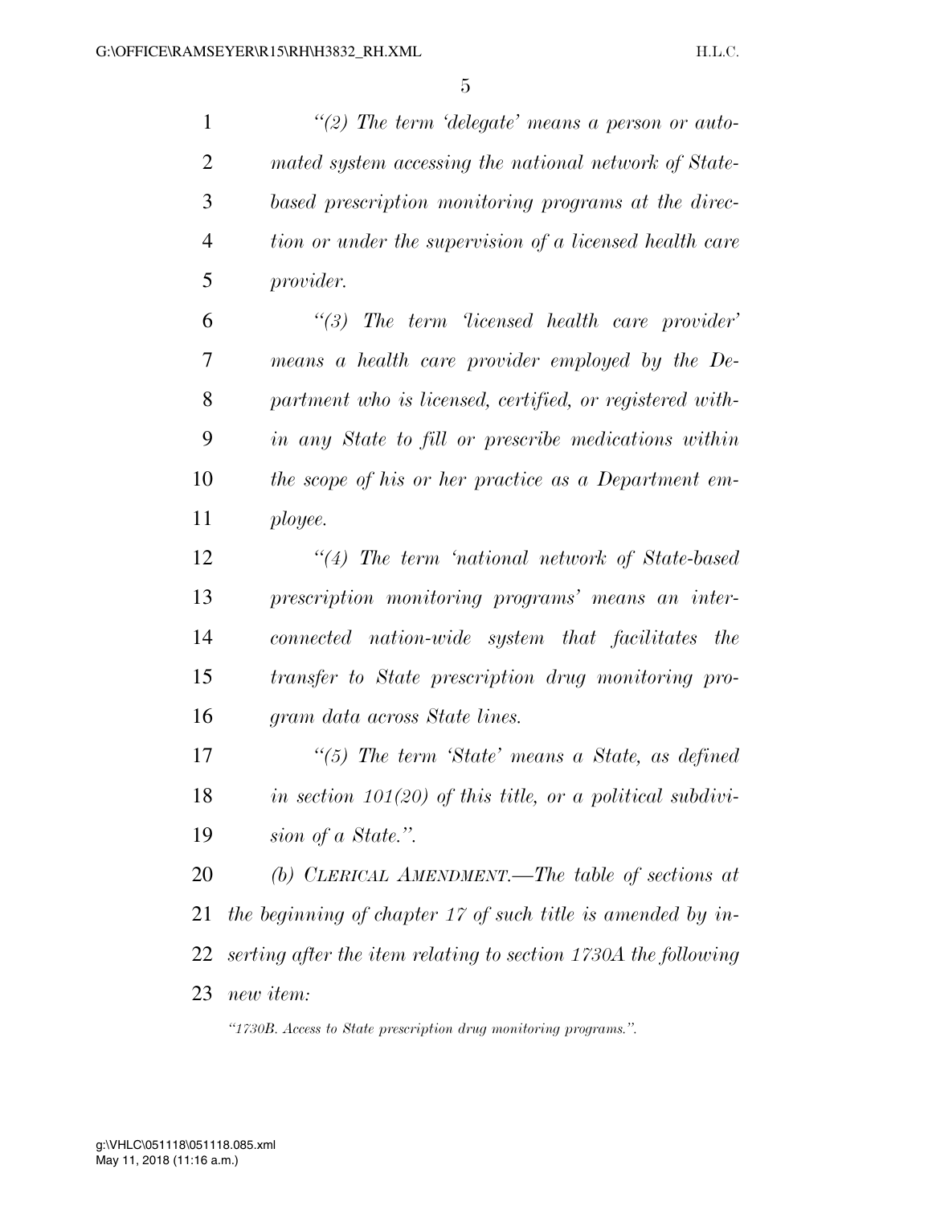*"(2) The term 'delegate' means a person or automated system accessing the national network of State-based prescription monitoring programs at the direction or under the supervision of a licensed health care provider.*

*"(3) The term 'licensed health care provider' means a health care provider employed by the Department who is licensed, certified, or registered within any State to fill or prescribe medications within the scope of his or her practice as a Department employee.*

*"(4) The term 'national network of State-based prescription monitoring programs' means an interconnected nation-wide system that facilitates the transfer to State prescription drug monitoring program data across State lines.*

*"(5) The term 'State' means a State, as defined in section 101(20) of this title, or a political subdivision of a State.".*

*(b) CLERICAL AMENDMENT.—The table of sections at the beginning of chapter 17 of such title is amended by inserting after the item relating to section 1730A the following new item:*

*"1730B. Access to State prescription drug monitoring programs.".*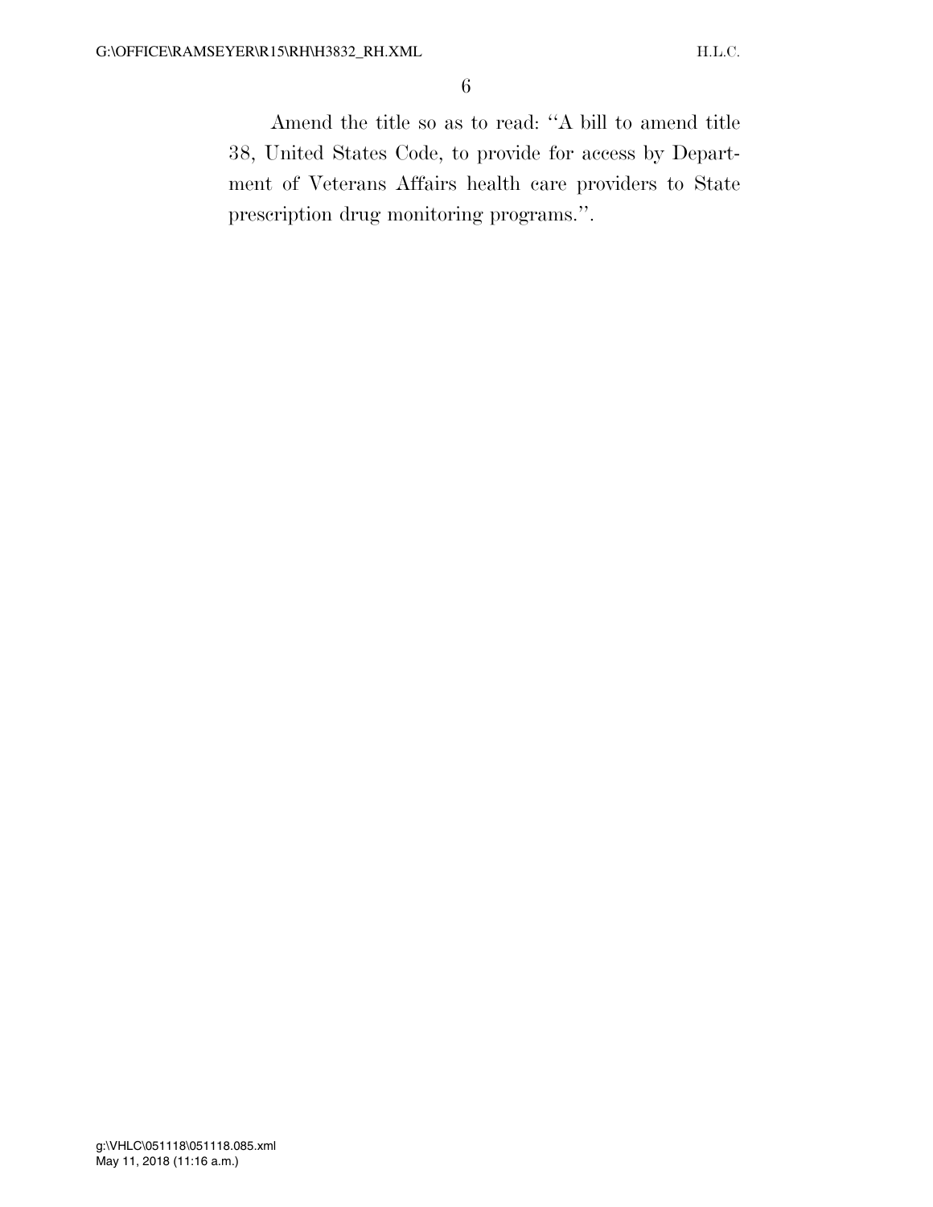Amend the title so as to read: ''A bill to amend title 38, United States Code, to provide for access by Department of Veterans Affairs health care providers to State prescription drug monitoring programs.''.